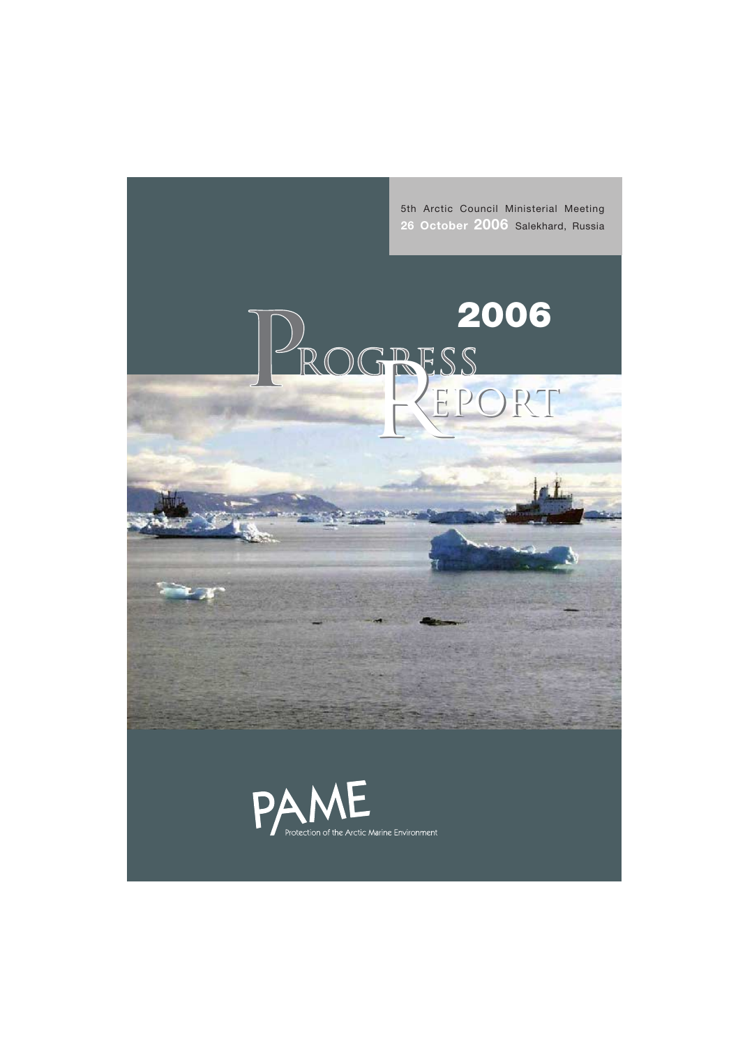5th Arctic Council Ministerial Meeting
**26 October 2006** Salekhard, Russia

# 2006 Progress Report

PAME
Protection of the Arctic Marine Environment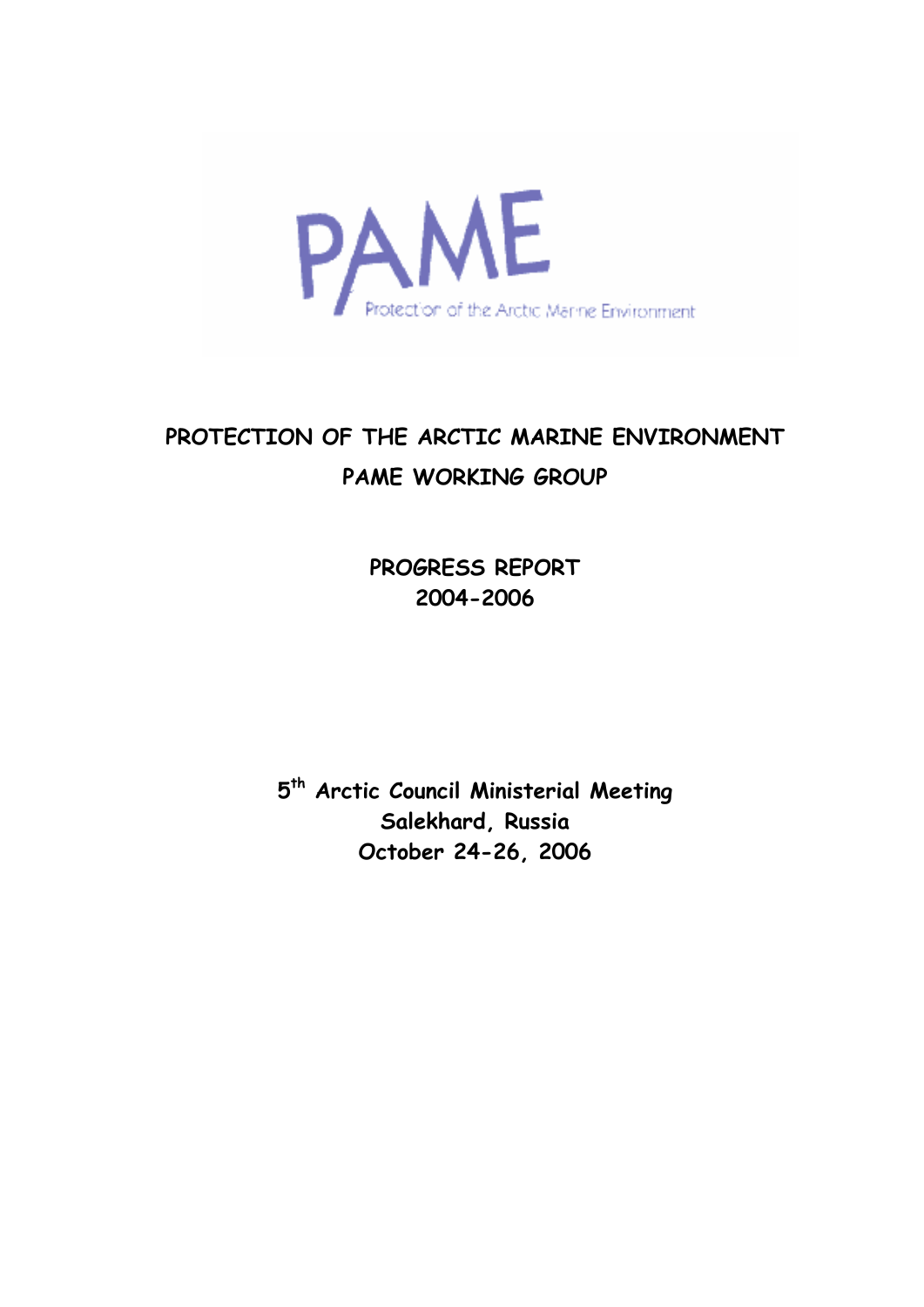# PROTECTION OF THE ARCTIC MARINE ENVIRONMENT

## PAME WORKING GROUP

## PROGRESS REPORT
## 2004-2006

**5th Arctic Council Ministerial Meeting**
**Salekhard, Russia**
**October 24-26, 2006**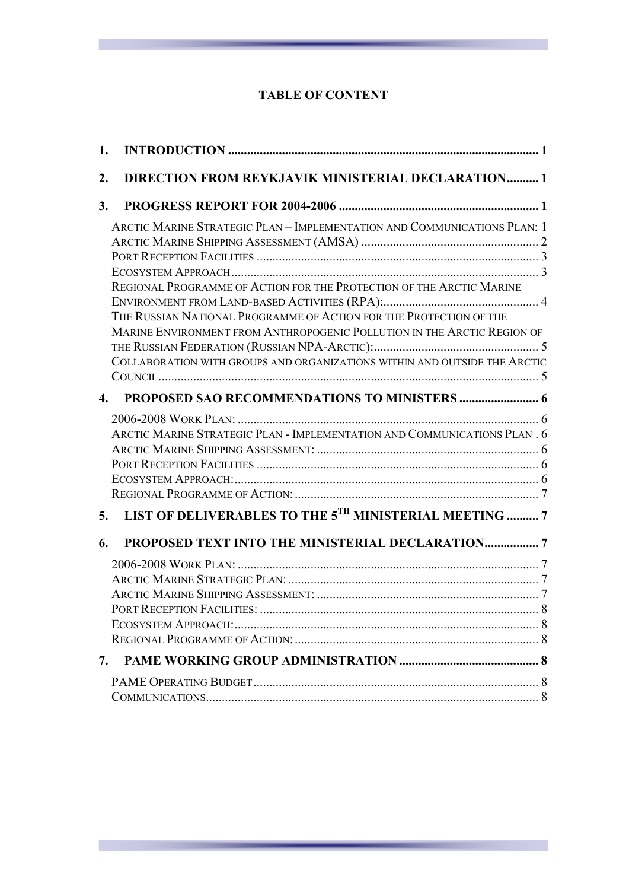**TABLE OF CONTENT**

1. **INTRODUCTION** ........................................................................................ 1
2. **DIRECTION FROM REYKJAVIK MINISTERIAL DECLARATION** .......... 1
3. **PROGRESS REPORT FOR 2004-2006** ...................................................... 1

   ARCTIC MARINE STRATEGIC PLAN – IMPLEMENTATION AND COMMUNICATIONS PLAN: 1
   ARCTIC MARINE SHIPPING ASSESSMENT (AMSA) ............................................ 2
   PORT RECEPTION FACILITIES ............................................................................ 3
   ECOSYSTEM APPROACH ...................................................................................... 3
   REGIONAL PROGRAMME OF ACTION FOR THE PROTECTION OF THE ARCTIC MARINE ENVIRONMENT FROM LAND-BASED ACTIVITIES (RPA): ...................................... 4
   THE RUSSIAN NATIONAL PROGRAMME OF ACTION FOR THE PROTECTION OF THE MARINE ENVIRONMENT FROM ANTHROPOGENIC POLLUTION IN THE ARCTIC REGION OF THE RUSSIAN FEDERATION (RUSSIAN NPA-ARCTIC): ........................................... 5
   COLLABORATION WITH GROUPS AND ORGANIZATIONS WITHIN AND OUTSIDE THE ARCTIC COUNCIL ................................................................................................. 5

4. **PROPOSED SAO RECOMMENDATIONS TO MINISTERS** ......................... 6

   2006-2008 WORK PLAN: ........................................................................................ 6
   ARCTIC MARINE STRATEGIC PLAN - IMPLEMENTATION AND COMMUNICATIONS PLAN . 6
   ARCTIC MARINE SHIPPING ASSESSMENT: ............................................................ 6
   PORT RECEPTION FACILITIES ............................................................................ 6
   ECOSYSTEM APPROACH: ...................................................................................... 6
   REGIONAL PROGRAMME OF ACTION: ................................................................... 7

5. **LIST OF DELIVERABLES TO THE 5TH MINISTERIAL MEETING** .......... 7
6. **PROPOSED TEXT INTO THE MINISTERIAL DECLARATION** ................. 7

   2006-2008 WORK PLAN: ........................................................................................ 7
   ARCTIC MARINE STRATEGIC PLAN: .................................................................... 7
   ARCTIC MARINE SHIPPING ASSESSMENT: ............................................................ 7
   PORT RECEPTION FACILITIES: ............................................................................ 8
   ECOSYSTEM APPROACH: ...................................................................................... 8
   REGIONAL PROGRAMME OF ACTION: ................................................................... 8

7. **PAME WORKING GROUP ADMINISTRATION** ........................................... 8

   PAME OPERATING BUDGET ................................................................................. 8
   COMMUNICATIONS ................................................................................................ 8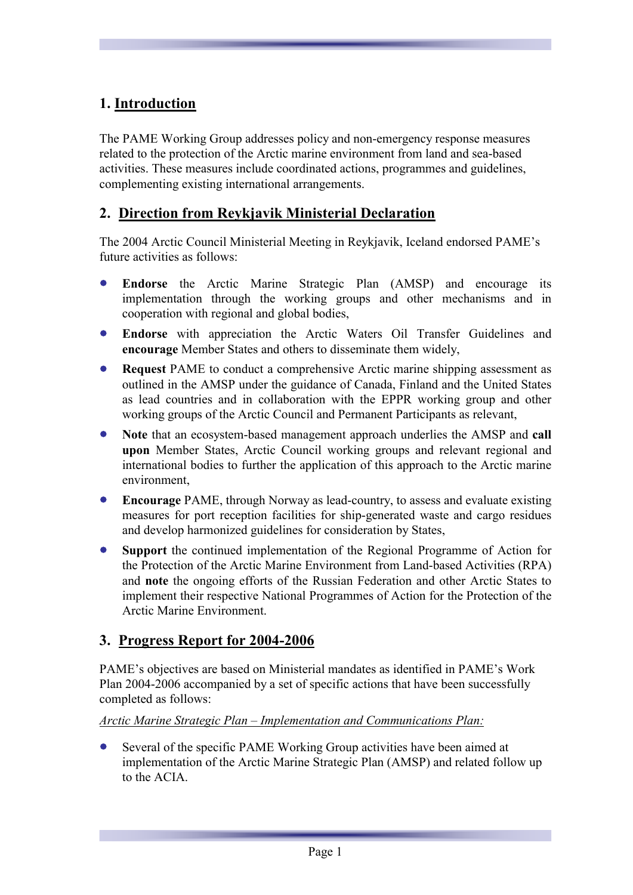## 1. Introduction

The PAME Working Group addresses policy and non-emergency response measures related to the protection of the Arctic marine environment from land and sea-based activities. These measures include coordinated actions, programmes and guidelines, complementing existing international arrangements.

## 2. Direction from Reykjavik Ministerial Declaration

The 2004 Arctic Council Ministerial Meeting in Reykjavik, Iceland endorsed PAME's future activities as follows:

- **Endorse** the Arctic Marine Strategic Plan (AMSP) and encourage its implementation through the working groups and other mechanisms and in cooperation with regional and global bodies,
- **Endorse** with appreciation the Arctic Waters Oil Transfer Guidelines and **encourage** Member States and others to disseminate them widely,
- **Request** PAME to conduct a comprehensive Arctic marine shipping assessment as outlined in the AMSP under the guidance of Canada, Finland and the United States as lead countries and in collaboration with the EPPR working group and other working groups of the Arctic Council and Permanent Participants as relevant,
- **Note** that an ecosystem-based management approach underlies the AMSP and **call upon** Member States, Arctic Council working groups and relevant regional and international bodies to further the application of this approach to the Arctic marine environment,
- **Encourage** PAME, through Norway as lead-country, to assess and evaluate existing measures for port reception facilities for ship-generated waste and cargo residues and develop harmonized guidelines for consideration by States,
- **Support** the continued implementation of the Regional Programme of Action for the Protection of the Arctic Marine Environment from Land-based Activities (RPA) and **note** the ongoing efforts of the Russian Federation and other Arctic States to implement their respective National Programmes of Action for the Protection of the Arctic Marine Environment.

## 3. Progress Report for 2004-2006

PAME's objectives are based on Ministerial mandates as identified in PAME's Work Plan 2004-2006 accompanied by a set of specific actions that have been successfully completed as follows:

*Arctic Marine Strategic Plan – Implementation and Communications Plan:*

- Several of the specific PAME Working Group activities have been aimed at implementation of the Arctic Marine Strategic Plan (AMSP) and related follow up to the ACIA.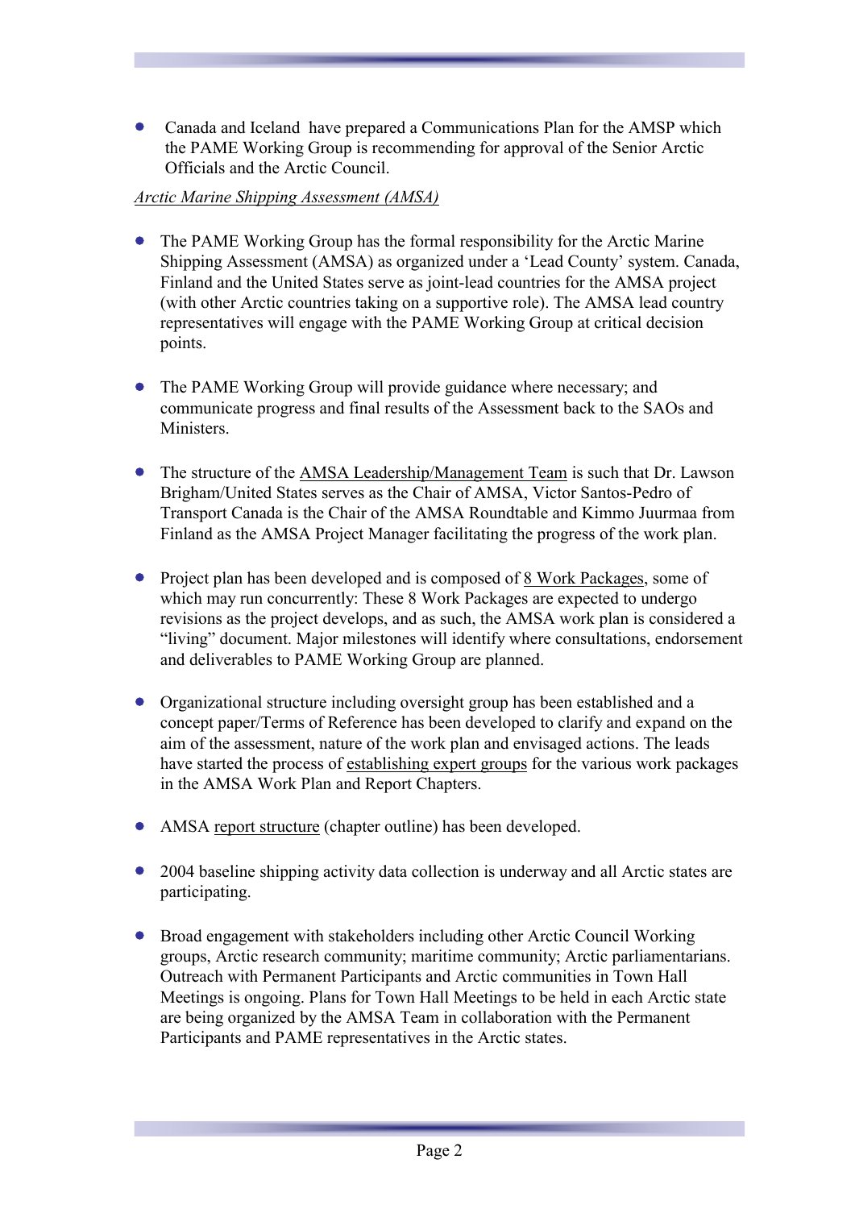- Canada and Iceland  have prepared a Communications Plan for the AMSP which the PAME Working Group is recommending for approval of the Senior Arctic Officials and the Arctic Council.

*Arctic Marine Shipping Assessment (AMSA)*

- The PAME Working Group has the formal responsibility for the Arctic Marine Shipping Assessment (AMSA) as organized under a 'Lead County' system. Canada, Finland and the United States serve as joint-lead countries for the AMSA project (with other Arctic countries taking on a supportive role). The AMSA lead country representatives will engage with the PAME Working Group at critical decision points.

- The PAME Working Group will provide guidance where necessary; and communicate progress and final results of the Assessment back to the SAOs and Ministers.

- The structure of the AMSA Leadership/Management Team is such that Dr. Lawson Brigham/United States serves as the Chair of AMSA, Victor Santos-Pedro of Transport Canada is the Chair of the AMSA Roundtable and Kimmo Juurmaa from Finland as the AMSA Project Manager facilitating the progress of the work plan.

- Project plan has been developed and is composed of 8 Work Packages, some of which may run concurrently: These 8 Work Packages are expected to undergo revisions as the project develops, and as such, the AMSA work plan is considered a "living" document. Major milestones will identify where consultations, endorsement and deliverables to PAME Working Group are planned.

- Organizational structure including oversight group has been established and a concept paper/Terms of Reference has been developed to clarify and expand on the aim of the assessment, nature of the work plan and envisaged actions. The leads have started the process of establishing expert groups for the various work packages in the AMSA Work Plan and Report Chapters.

- AMSA report structure (chapter outline) has been developed.

- 2004 baseline shipping activity data collection is underway and all Arctic states are participating.

- Broad engagement with stakeholders including other Arctic Council Working groups, Arctic research community; maritime community; Arctic parliamentarians. Outreach with Permanent Participants and Arctic communities in Town Hall Meetings is ongoing. Plans for Town Hall Meetings to be held in each Arctic state are being organized by the AMSA Team in collaboration with the Permanent Participants and PAME representatives in the Arctic states.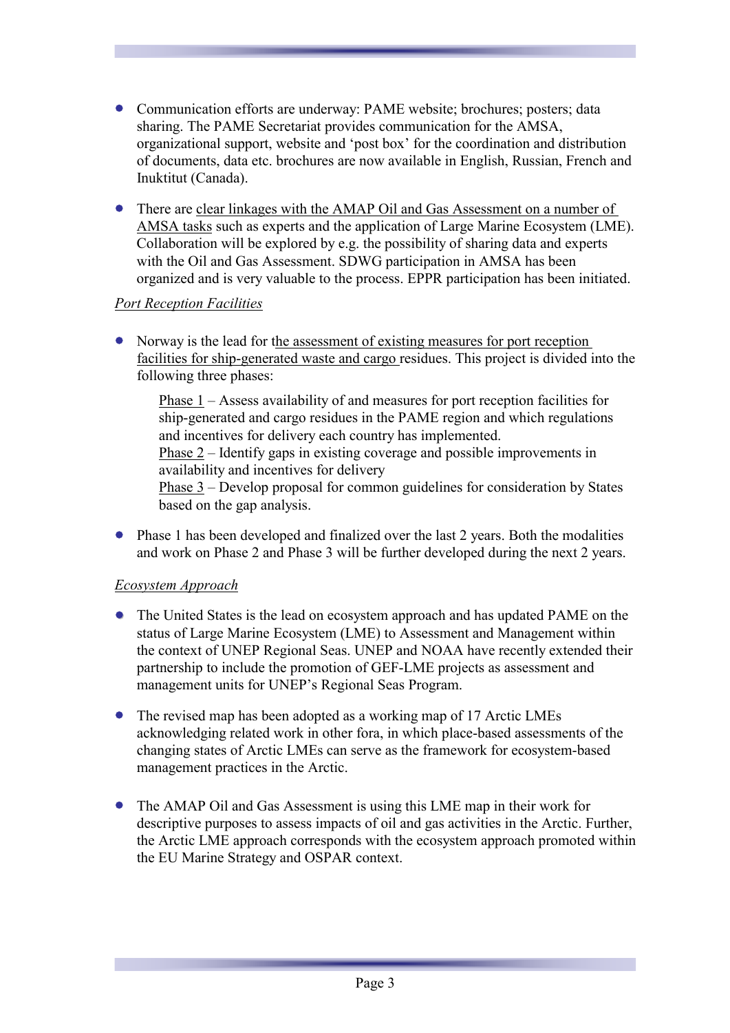- Communication efforts are underway: PAME website; brochures; posters; data sharing. The PAME Secretariat provides communication for the AMSA, organizational support, website and 'post box' for the coordination and distribution of documents, data etc. brochures are now available in English, Russian, French and Inuktitut (Canada).

- There are clear linkages with the AMAP Oil and Gas Assessment on a number of AMSA tasks such as experts and the application of Large Marine Ecosystem (LME). Collaboration will be explored by e.g. the possibility of sharing data and experts with the Oil and Gas Assessment. SDWG participation in AMSA has been organized and is very valuable to the process. EPPR participation has been initiated.

*Port Reception Facilities*

- Norway is the lead for the assessment of existing measures for port reception facilities for ship-generated waste and cargo residues. This project is divided into the following three phases:

  Phase 1 – Assess availability of and measures for port reception facilities for ship-generated and cargo residues in the PAME region and which regulations and incentives for delivery each country has implemented.
  Phase 2 – Identify gaps in existing coverage and possible improvements in availability and incentives for delivery
  Phase 3 – Develop proposal for common guidelines for consideration by States based on the gap analysis.

- Phase 1 has been developed and finalized over the last 2 years. Both the modalities and work on Phase 2 and Phase 3 will be further developed during the next 2 years.

*Ecosystem Approach*

- The United States is the lead on ecosystem approach and has updated PAME on the status of Large Marine Ecosystem (LME) to Assessment and Management within the context of UNEP Regional Seas. UNEP and NOAA have recently extended their partnership to include the promotion of GEF-LME projects as assessment and management units for UNEP's Regional Seas Program.

- The revised map has been adopted as a working map of 17 Arctic LMEs acknowledging related work in other fora, in which place-based assessments of the changing states of Arctic LMEs can serve as the framework for ecosystem-based management practices in the Arctic.

- The AMAP Oil and Gas Assessment is using this LME map in their work for descriptive purposes to assess impacts of oil and gas activities in the Arctic. Further, the Arctic LME approach corresponds with the ecosystem approach promoted within the EU Marine Strategy and OSPAR context.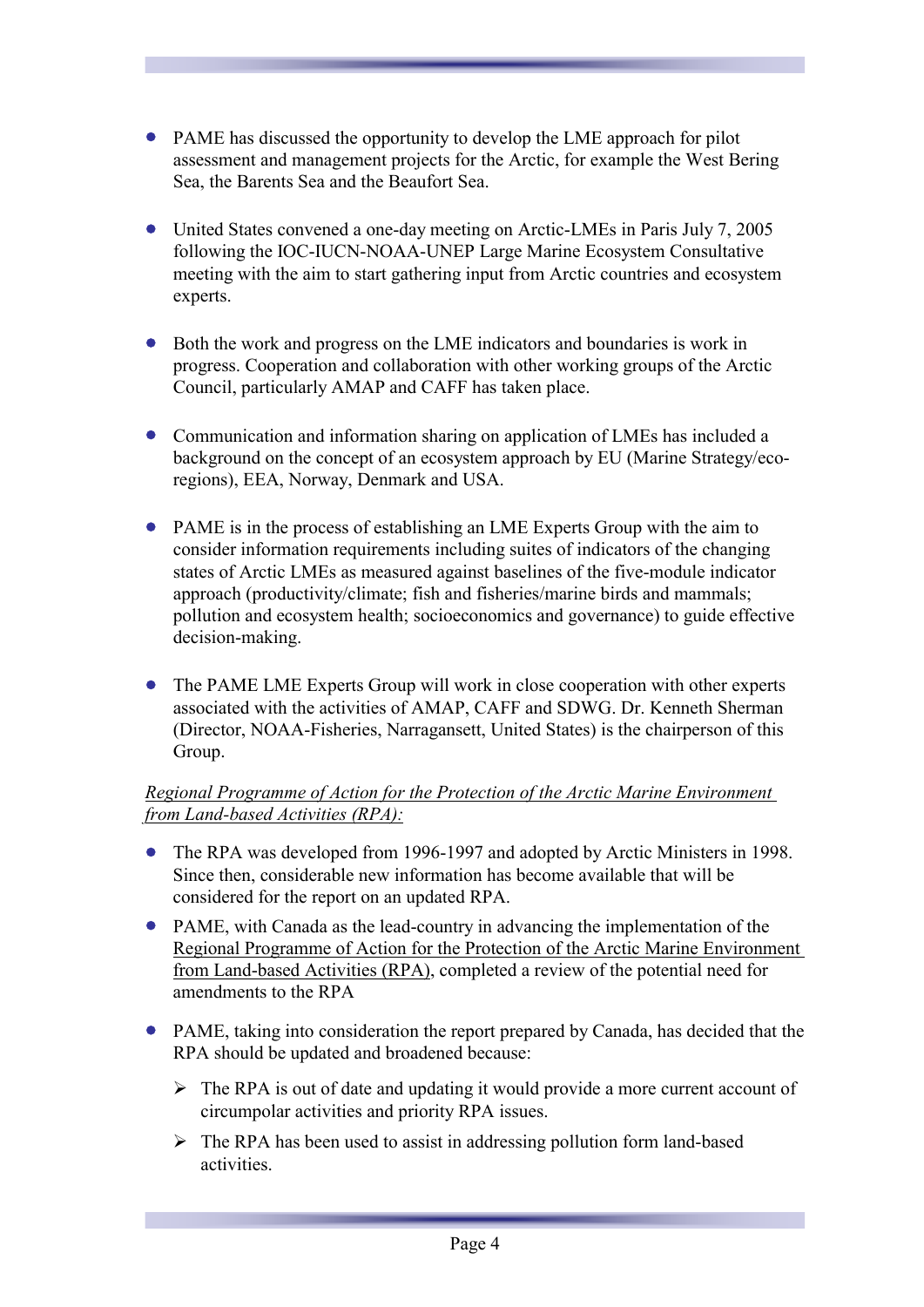- PAME has discussed the opportunity to develop the LME approach for pilot assessment and management projects for the Arctic, for example the West Bering Sea, the Barents Sea and the Beaufort Sea.

- United States convened a one-day meeting on Arctic-LMEs in Paris July 7, 2005 following the IOC-IUCN-NOAA-UNEP Large Marine Ecosystem Consultative meeting with the aim to start gathering input from Arctic countries and ecosystem experts.

- Both the work and progress on the LME indicators and boundaries is work in progress. Cooperation and collaboration with other working groups of the Arctic Council, particularly AMAP and CAFF has taken place.

- Communication and information sharing on application of LMEs has included a background on the concept of an ecosystem approach by EU (Marine Strategy/eco-regions), EEA, Norway, Denmark and USA.

- PAME is in the process of establishing an LME Experts Group with the aim to consider information requirements including suites of indicators of the changing states of Arctic LMEs as measured against baselines of the five-module indicator approach (productivity/climate; fish and fisheries/marine birds and mammals; pollution and ecosystem health; socioeconomics and governance) to guide effective decision-making.

- The PAME LME Experts Group will work in close cooperation with other experts associated with the activities of AMAP, CAFF and SDWG. Dr. Kenneth Sherman (Director, NOAA-Fisheries, Narragansett, United States) is the chairperson of this Group.

*Regional Programme of Action for the Protection of the Arctic Marine Environment from Land-based Activities (RPA):*

- The RPA was developed from 1996-1997 and adopted by Arctic Ministers in 1998. Since then, considerable new information has become available that will be considered for the report on an updated RPA.
- PAME, with Canada as the lead-country in advancing the implementation of the Regional Programme of Action for the Protection of the Arctic Marine Environment from Land-based Activities (RPA), completed a review of the potential need for amendments to the RPA

- PAME, taking into consideration the report prepared by Canada, has decided that the RPA should be updated and broadened because:
  - The RPA is out of date and updating it would provide a more current account of circumpolar activities and priority RPA issues.
  - The RPA has been used to assist in addressing pollution form land-based activities.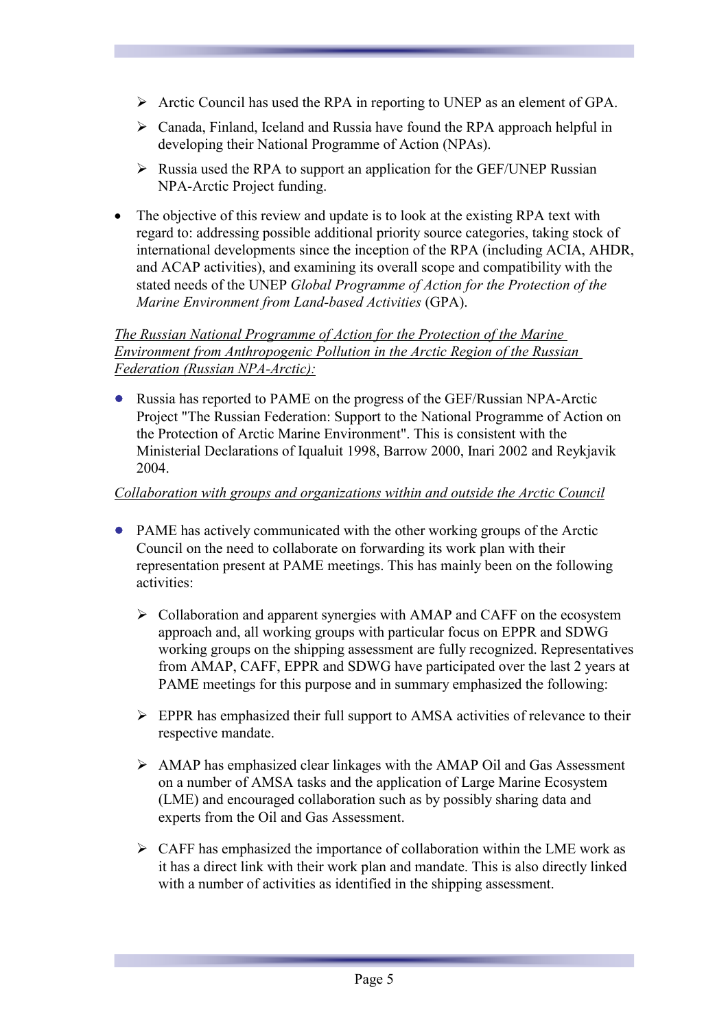- Arctic Council has used the RPA in reporting to UNEP as an element of GPA.
  - Canada, Finland, Iceland and Russia have found the RPA approach helpful in developing their National Programme of Action (NPAs).
  - Russia used the RPA to support an application for the GEF/UNEP Russian NPA-Arctic Project funding.

- The objective of this review and update is to look at the existing RPA text with regard to: addressing possible additional priority source categories, taking stock of international developments since the inception of the RPA (including ACIA, AHDR, and ACAP activities), and examining its overall scope and compatibility with the stated needs of the UNEP *Global Programme of Action for the Protection of the Marine Environment from Land-based Activities* (GPA).

*The Russian National Programme of Action for the Protection of the Marine Environment from Anthropogenic Pollution in the Arctic Region of the Russian Federation (Russian NPA-Arctic):*

- Russia has reported to PAME on the progress of the GEF/Russian NPA-Arctic Project "The Russian Federation: Support to the National Programme of Action on the Protection of Arctic Marine Environment". This is consistent with the Ministerial Declarations of Iqualuit 1998, Barrow 2000, Inari 2002 and Reykjavik 2004.

*Collaboration with groups and organizations within and outside the Arctic Council*

- PAME has actively communicated with the other working groups of the Arctic Council on the need to collaborate on forwarding its work plan with their representation present at PAME meetings. This has mainly been on the following activities:

  - Collaboration and apparent synergies with AMAP and CAFF on the ecosystem approach and, all working groups with particular focus on EPPR and SDWG working groups on the shipping assessment are fully recognized. Representatives from AMAP, CAFF, EPPR and SDWG have participated over the last 2 years at PAME meetings for this purpose and in summary emphasized the following:

  - EPPR has emphasized their full support to AMSA activities of relevance to their respective mandate.

  - AMAP has emphasized clear linkages with the AMAP Oil and Gas Assessment on a number of AMSA tasks and the application of Large Marine Ecosystem (LME) and encouraged collaboration such as by possibly sharing data and experts from the Oil and Gas Assessment.

  - CAFF has emphasized the importance of collaboration within the LME work as it has a direct link with their work plan and mandate. This is also directly linked with a number of activities as identified in the shipping assessment.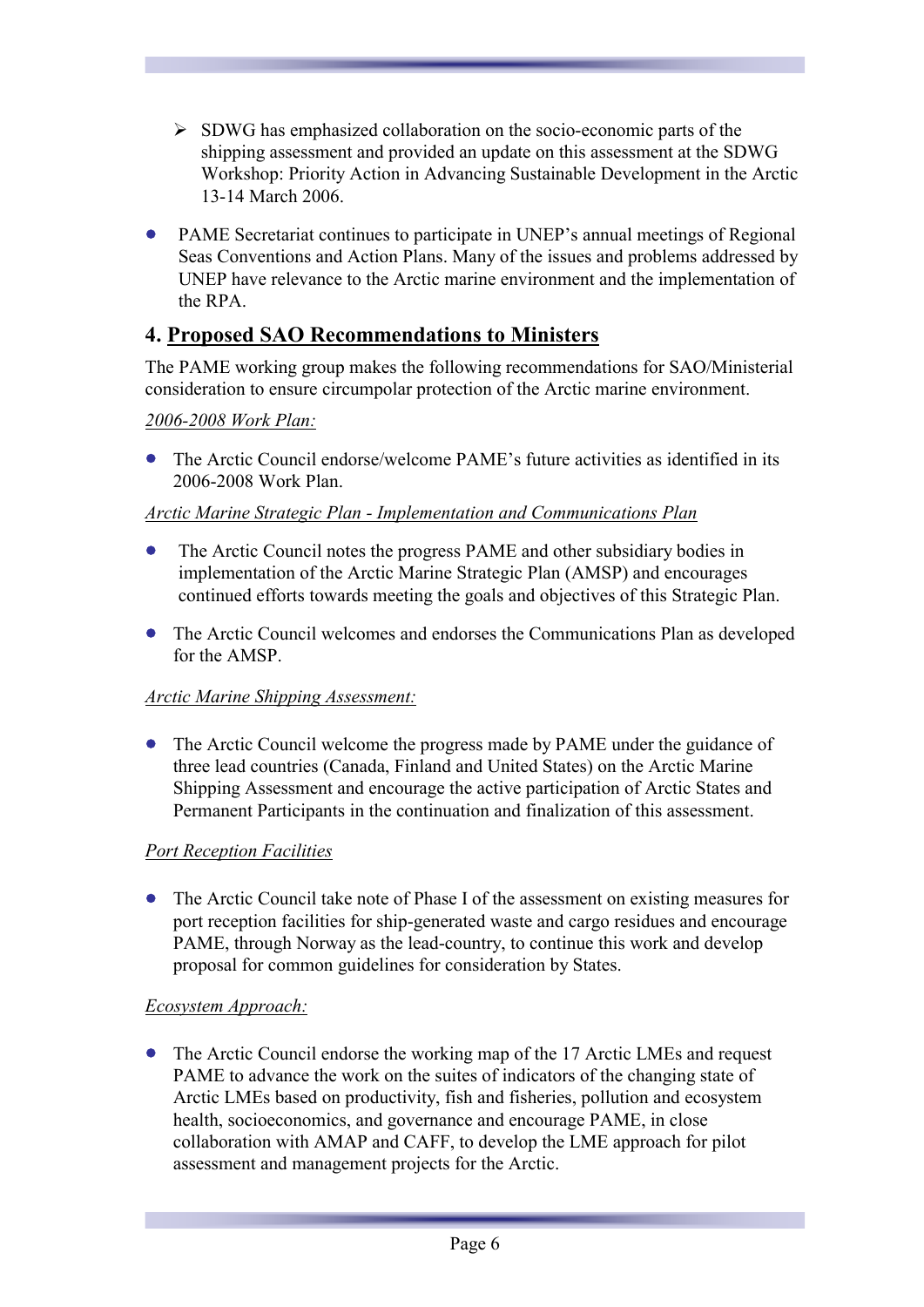- SDWG has emphasized collaboration on the socio-economic parts of the shipping assessment and provided an update on this assessment at the SDWG Workshop: Priority Action in Advancing Sustainable Development in the Arctic 13-14 March 2006.

- PAME Secretariat continues to participate in UNEP's annual meetings of Regional Seas Conventions and Action Plans. Many of the issues and problems addressed by UNEP have relevance to the Arctic marine environment and the implementation of the RPA.

## 4. Proposed SAO Recommendations to Ministers

The PAME working group makes the following recommendations for SAO/Ministerial consideration to ensure circumpolar protection of the Arctic marine environment.

*2006-2008 Work Plan:*

- The Arctic Council endorse/welcome PAME's future activities as identified in its 2006-2008 Work Plan.

*Arctic Marine Strategic Plan - Implementation and Communications Plan*

- The Arctic Council notes the progress PAME and other subsidiary bodies in implementation of the Arctic Marine Strategic Plan (AMSP) and encourages continued efforts towards meeting the goals and objectives of this Strategic Plan.

- The Arctic Council welcomes and endorses the Communications Plan as developed for the AMSP.

*Arctic Marine Shipping Assessment:*

- The Arctic Council welcome the progress made by PAME under the guidance of three lead countries (Canada, Finland and United States) on the Arctic Marine Shipping Assessment and encourage the active participation of Arctic States and Permanent Participants in the continuation and finalization of this assessment.

*Port Reception Facilities*

- The Arctic Council take note of Phase I of the assessment on existing measures for port reception facilities for ship-generated waste and cargo residues and encourage PAME, through Norway as the lead-country, to continue this work and develop proposal for common guidelines for consideration by States.

*Ecosystem Approach:*

- The Arctic Council endorse the working map of the 17 Arctic LMEs and request PAME to advance the work on the suites of indicators of the changing state of Arctic LMEs based on productivity, fish and fisheries, pollution and ecosystem health, socioeconomics, and governance and encourage PAME, in close collaboration with AMAP and CAFF, to develop the LME approach for pilot assessment and management projects for the Arctic.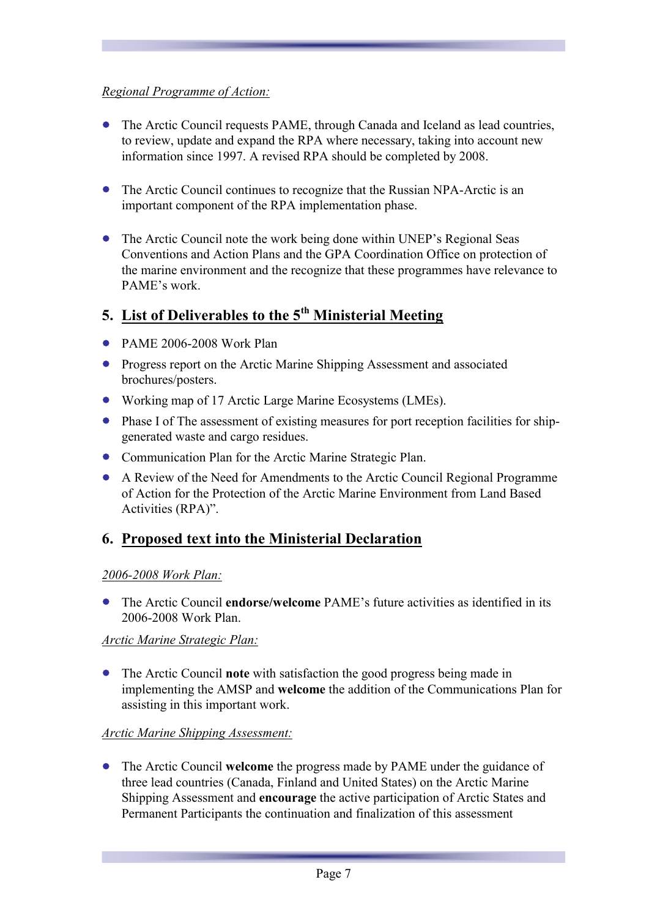*Regional Programme of Action:*

- The Arctic Council requests PAME, through Canada and Iceland as lead countries, to review, update and expand the RPA where necessary, taking into account new information since 1997. A revised RPA should be completed by 2008.

- The Arctic Council continues to recognize that the Russian NPA-Arctic is an important component of the RPA implementation phase.

- The Arctic Council note the work being done within UNEP's Regional Seas Conventions and Action Plans and the GPA Coordination Office on protection of the marine environment and the recognize that these programmes have relevance to PAME's work.

## 5. List of Deliverables to the 5th Ministerial Meeting

- PAME 2006-2008 Work Plan
- Progress report on the Arctic Marine Shipping Assessment and associated brochures/posters.
- Working map of 17 Arctic Large Marine Ecosystems (LMEs).
- Phase I of The assessment of existing measures for port reception facilities for ship-generated waste and cargo residues.
- Communication Plan for the Arctic Marine Strategic Plan.
- A Review of the Need for Amendments to the Arctic Council Regional Programme of Action for the Protection of the Arctic Marine Environment from Land Based Activities (RPA)".

## 6. Proposed text into the Ministerial Declaration

*2006-2008 Work Plan:*

- The Arctic Council **endorse/welcome** PAME's future activities as identified in its 2006-2008 Work Plan.

*Arctic Marine Strategic Plan:*

- The Arctic Council **note** with satisfaction the good progress being made in implementing the AMSP and **welcome** the addition of the Communications Plan for assisting in this important work.

*Arctic Marine Shipping Assessment:*

- The Arctic Council **welcome** the progress made by PAME under the guidance of three lead countries (Canada, Finland and United States) on the Arctic Marine Shipping Assessment and **encourage** the active participation of Arctic States and Permanent Participants the continuation and finalization of this assessment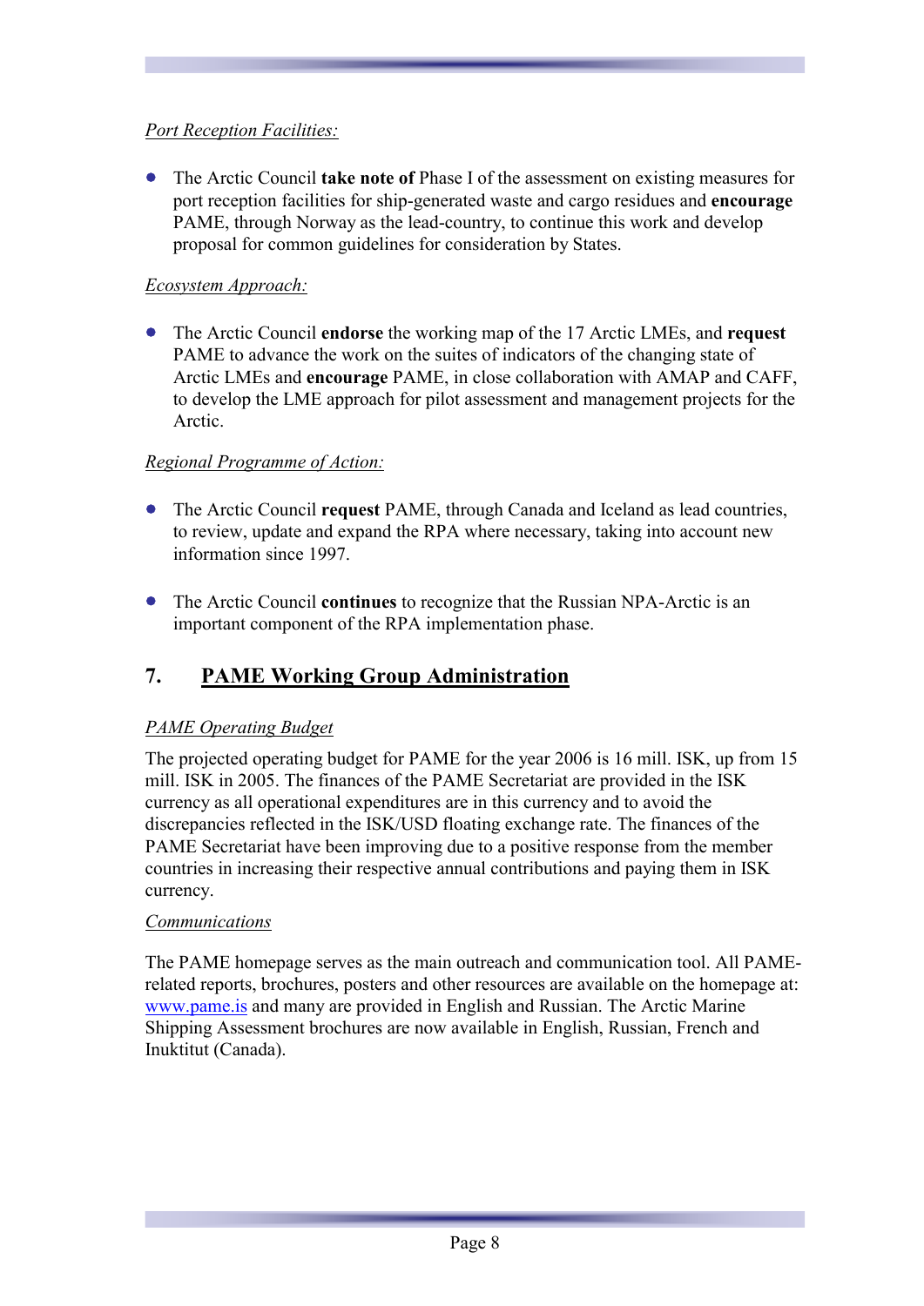*Port Reception Facilities:*

- The Arctic Council **take note of** Phase I of the assessment on existing measures for port reception facilities for ship-generated waste and cargo residues and **encourage** PAME, through Norway as the lead-country, to continue this work and develop proposal for common guidelines for consideration by States.

*Ecosystem Approach:*

- The Arctic Council **endorse** the working map of the 17 Arctic LMEs, and **request** PAME to advance the work on the suites of indicators of the changing state of Arctic LMEs and **encourage** PAME, in close collaboration with AMAP and CAFF, to develop the LME approach for pilot assessment and management projects for the Arctic.

*Regional Programme of Action:*

- The Arctic Council **request** PAME, through Canada and Iceland as lead countries, to review, update and expand the RPA where necessary, taking into account new information since 1997.

- The Arctic Council **continues** to recognize that the Russian NPA-Arctic is an important component of the RPA implementation phase.

## 7. PAME Working Group Administration

*PAME Operating Budget*

The projected operating budget for PAME for the year 2006 is 16 mill. ISK, up from 15 mill. ISK in 2005. The finances of the PAME Secretariat are provided in the ISK currency as all operational expenditures are in this currency and to avoid the discrepancies reflected in the ISK/USD floating exchange rate. The finances of the PAME Secretariat have been improving due to a positive response from the member countries in increasing their respective annual contributions and paying them in ISK currency.

*Communications*

The PAME homepage serves as the main outreach and communication tool. All PAME-related reports, brochures, posters and other resources are available on the homepage at: www.pame.is and many are provided in English and Russian. The Arctic Marine Shipping Assessment brochures are now available in English, Russian, French and Inuktitut (Canada).